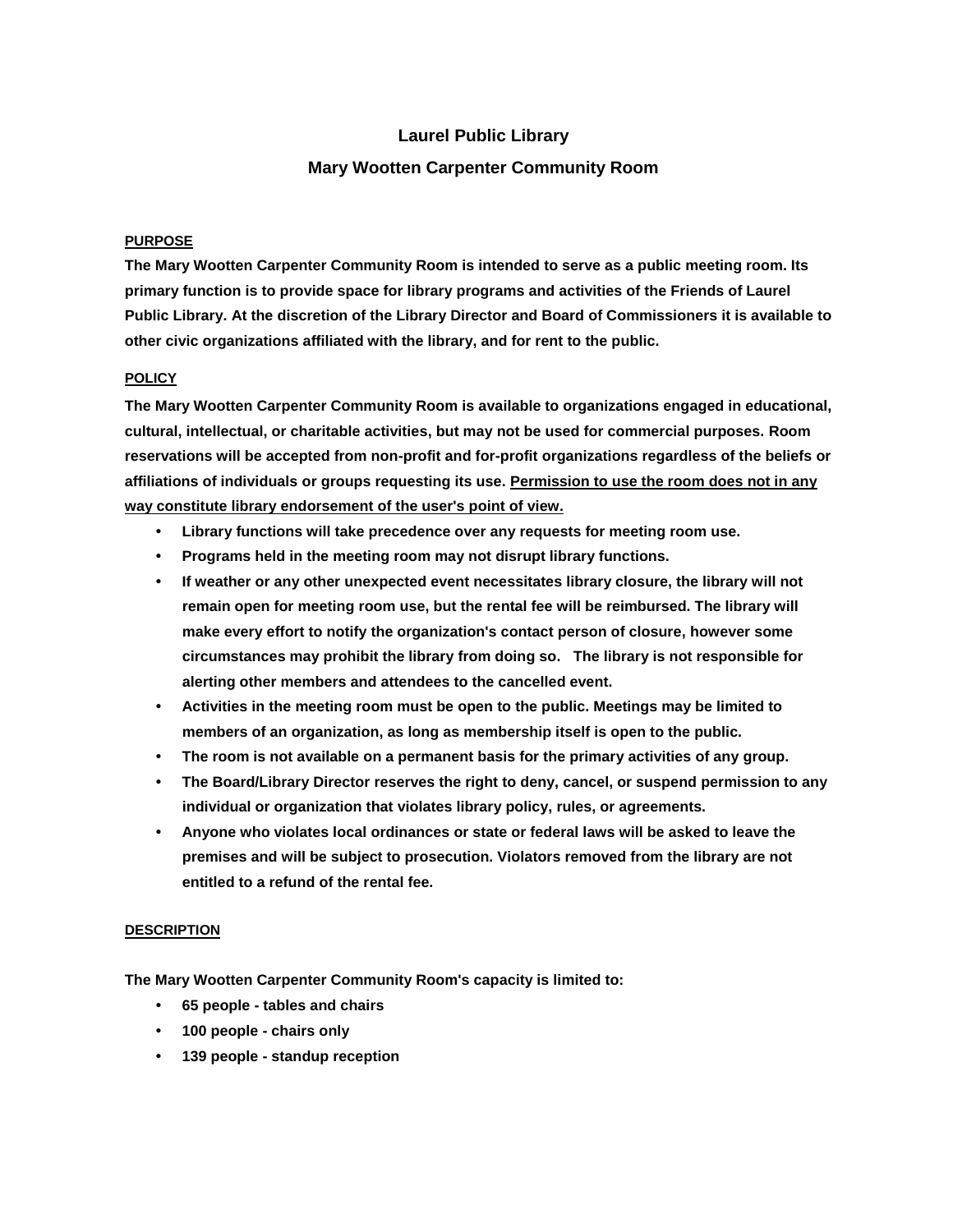# Laurel Public Library

## Mary Wootten Carpenter Community Room

### PURPOSE

**The Mary Wootten Carpenter Community Room is intended to serve as a public meeting room. Its primary function is to provide space for library programs and activities of the Friends of Laurel Public Library. At the discretion of the Library Director and Board of Commissioners it is available to other civic organizations affiliated with the library, and for rent to the public.**

### POLICY

**The Mary Wootten Carpenter Community Room is available to organizations engaged in educational, cultural, intellectual, or charitable activities, but may not be used for commercial purposes. Room reservations will be accepted from non-profit and for-profit organizations regardless of the beliefs or affiliations of individuals or groups requesting its use. <u>Permission to use the room does not in any way constitute library endorsement of the user's point of view.</u>**

- **Library functions will take precedence over any requests for meeting room use.**
- **Programs held in the meeting room may not disrupt library functions.**
- **If weather or any other unexpected event necessitates library closure, the library will not remain open for meeting room use, but the rental fee will be reimbursed. The library will make every effort to notify the organization's contact person of closure, however some circumstances may prohibit the library from doing so. The library is not responsible for alerting other members and attendees to the cancelled event.**
- **Activities in the meeting room must be open to the public. Meetings may be limited to members of an organization, as long as membership itself is open to the public.**
- **The room is not available on a permanent basis for the primary activities of any group.**
- **The Board/Library Director reserves the right to deny, cancel, or suspend permission to any individual or organization that violates library policy, rules, or agreements.**
- **Anyone who violates local ordinances or state or federal laws will be asked to leave the premises and will be subject to prosecution. Violators removed from the library are not entitled to a refund of the rental fee.**

### DESCRIPTION

**The Mary Wootten Carpenter Community Room's capacity is limited to:**

- **65 people - tables and chairs**
- **100 people - chairs only**
- **139 people - standup reception**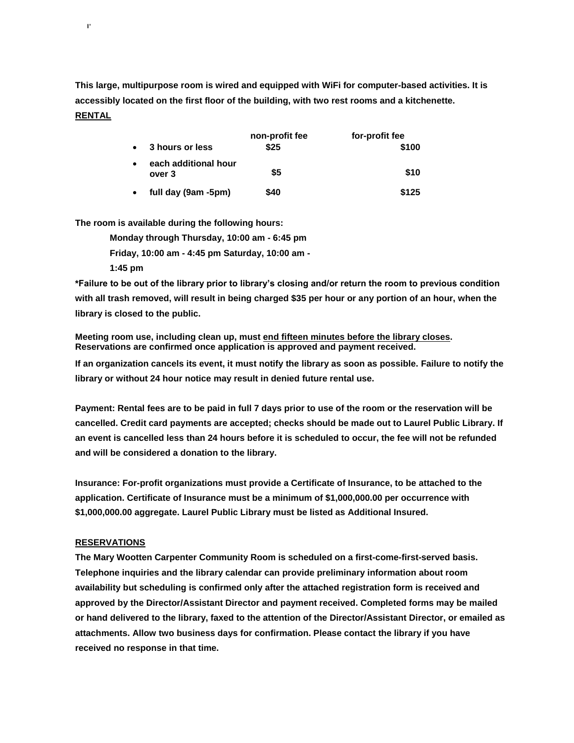**This large, multipurpose room is wired and equipped with WiFi for computer-based activities. It is accessibly located on the first floor of the building, with two rest rooms and a kitchenette.**

**RENTAL**

| | non-profit fee | for-profit fee |
|---|---|---|
| • 3 hours or less | $25 | $100 |
| • each additional hour over 3 | $5 | $10 |
| • full day (9am -5pm) | $40 | $125 |

**The room is available during the following hours:**

**Monday through Thursday, 10:00 am - 6:45 pm**
**Friday, 10:00 am - 4:45 pm Saturday, 10:00 am - 1:45 pm**

**\*Failure to be out of the library prior to library's closing and/or return the room to previous condition with all trash removed, will result in being charged $35 per hour or any portion of an hour, when the library is closed to the public.**

**Meeting room use, including clean up, must end fifteen minutes before the library closes. Reservations are confirmed once application is approved and payment received.**

**If an organization cancels its event, it must notify the library as soon as possible. Failure to notify the library or without 24 hour notice may result in denied future rental use.**

**Payment: Rental fees are to be paid in full 7 days prior to use of the room or the reservation will be cancelled. Credit card payments are accepted; checks should be made out to Laurel Public Library. If an event is cancelled less than 24 hours before it is scheduled to occur, the fee will not be refunded and will be considered a donation to the library.**

**Insurance: For-profit organizations must provide a Certificate of Insurance, to be attached to the application. Certificate of Insurance must be a minimum of $1,000,000.00 per occurrence with $1,000,000.00 aggregate. Laurel Public Library must be listed as Additional Insured.**

**RESERVATIONS**

**The Mary Wootten Carpenter Community Room is scheduled on a first-come-first-served basis. Telephone inquiries and the library calendar can provide preliminary information about room availability but scheduling is confirmed only after the attached registration form is received and approved by the Director/Assistant Director and payment received. Completed forms may be mailed or hand delivered to the library, faxed to the attention of the Director/Assistant Director, or emailed as attachments. Allow two business days for confirmation. Please contact the library if you have received no response in that time.**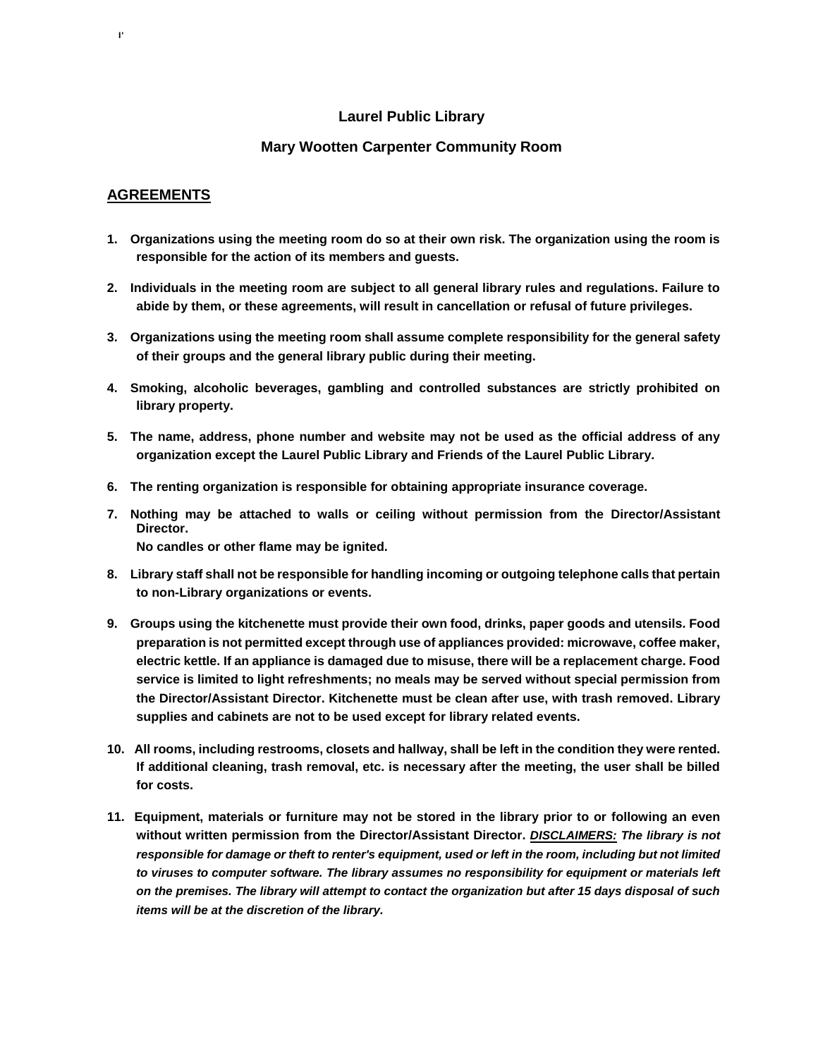## Laurel Public Library

## Mary Wootten Carpenter Community Room

### AGREEMENTS

1. **Organizations using the meeting room do so at their own risk. The organization using the room is responsible for the action of its members and guests.**

2. **Individuals in the meeting room are subject to all general library rules and regulations. Failure to abide by them, or these agreements, will result in cancellation or refusal of future privileges.**

3. **Organizations using the meeting room shall assume complete responsibility for the general safety of their groups and the general library public during their meeting.**

4. **Smoking, alcoholic beverages, gambling and controlled substances are strictly prohibited on library property.**

5. **The name, address, phone number and website may not be used as the official address of any organization except the Laurel Public Library and Friends of the Laurel Public Library.**

6. **The renting organization is responsible for obtaining appropriate insurance coverage.**

7. **Nothing may be attached to walls or ceiling without permission from the Director/Assistant Director.**
   **No candles or other flame may be ignited.**

8. **Library staff shall not be responsible for handling incoming or outgoing telephone calls that pertain to non-Library organizations or events.**

9. **Groups using the kitchenette must provide their own food, drinks, paper goods and utensils. Food preparation is not permitted except through use of appliances provided: microwave, coffee maker, electric kettle. If an appliance is damaged due to misuse, there will be a replacement charge. Food service is limited to light refreshments; no meals may be served without special permission from the Director/Assistant Director. Kitchenette must be clean after use, with trash removed. Library supplies and cabinets are not to be used except for library related events.**

10. **All rooms, including restrooms, closets and hallway, shall be left in the condition they were rented. If additional cleaning, trash removal, etc. is necessary after the meeting, the user shall be billed for costs.**

11. **Equipment, materials or furniture may not be stored in the library prior to or following an even without written permission from the Director/Assistant Director.** ***DISCLAIMERS:*** ***The library is not responsible for damage or theft to renter's equipment, used or left in the room, including but not limited to viruses to computer software. The library assumes no responsibility for equipment or materials left on the premises. The library will attempt to contact the organization but after 15 days disposal of such items will be at the discretion of the library.***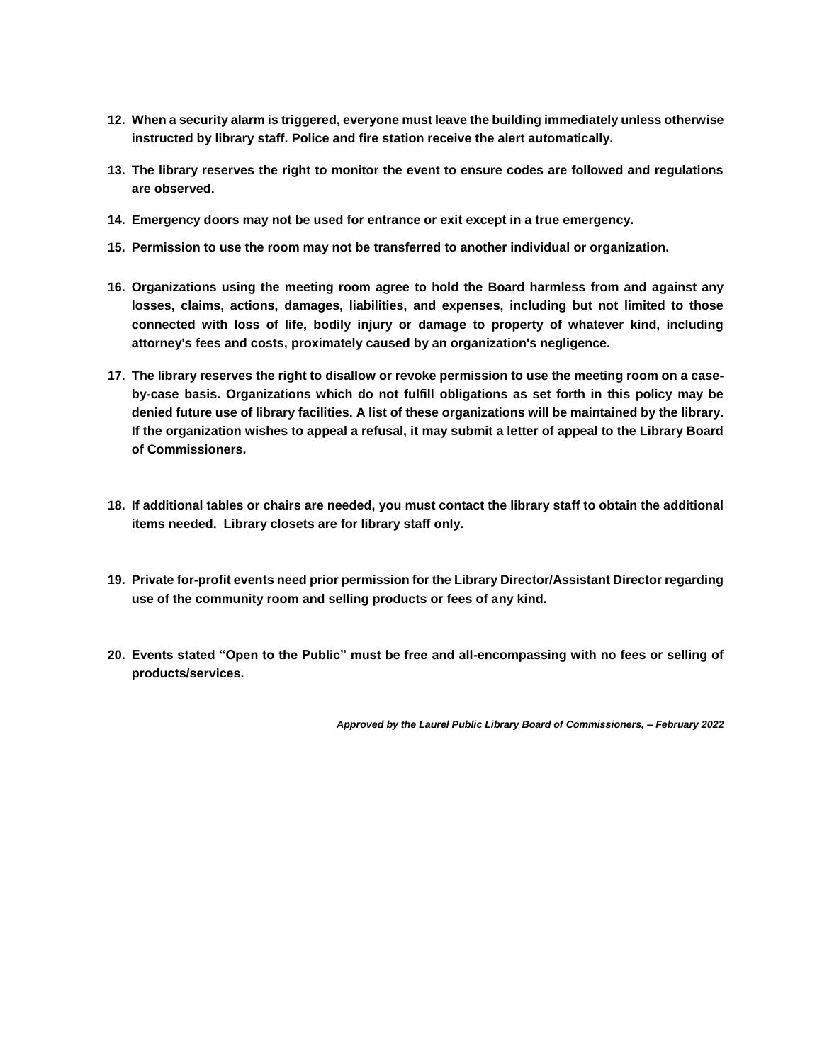12. **When a security alarm is triggered, everyone must leave the building immediately unless otherwise instructed by library staff. Police and fire station receive the alert automatically.**

13. **The library reserves the right to monitor the event to ensure codes are followed and regulations are observed.**

14. **Emergency doors may not be used for entrance or exit except in a true emergency.**

15. **Permission to use the room may not be transferred to another individual or organization.**

16. **Organizations using the meeting room agree to hold the Board harmless from and against any losses, claims, actions, damages, liabilities, and expenses, including but not limited to those connected with loss of life, bodily injury or damage to property of whatever kind, including attorney's fees and costs, proximately caused by an organization's negligence.**

17. **The library reserves the right to disallow or revoke permission to use the meeting room on a case-by-case basis. Organizations which do not fulfill obligations as set forth in this policy may be denied future use of library facilities. A list of these organizations will be maintained by the library. If the organization wishes to appeal a refusal, it may submit a letter of appeal to the Library Board of Commissioners.**

18. **If additional tables or chairs are needed, you must contact the library staff to obtain the additional items needed. Library closets are for library staff only.**

19. **Private for-profit events need prior permission for the Library Director/Assistant Director regarding use of the community room and selling products or fees of any kind.**

20. **Events stated "Open to the Public" must be free and all-encompassing with no fees or selling of products/services.**

***Approved by the Laurel Public Library Board of Commissioners, – February 2022***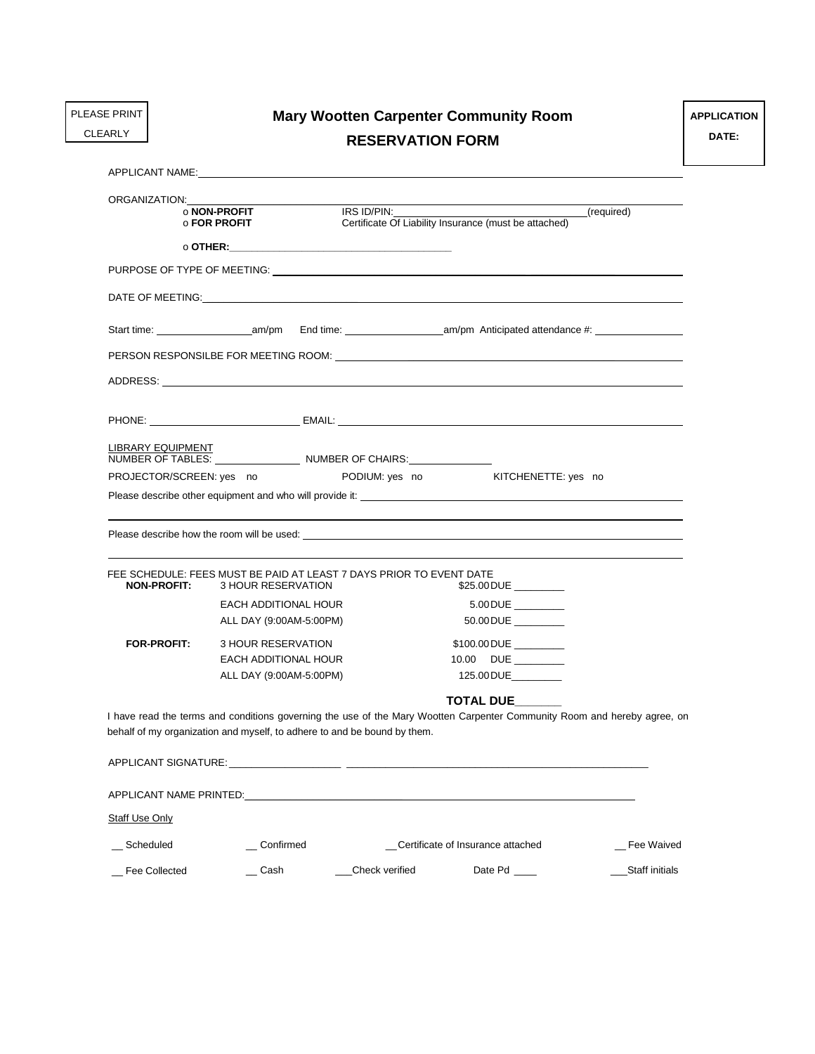PLEASE PRINT CLEARLY

# Mary Wootten Carpenter Community Room

## RESERVATION FORM

**APPLICATION DATE:**

APPLICANT NAME: ______________________________

ORGANIZATION: ______________________________

o **NON-PROFIT** IRS ID/PIN: ______________________________ (required)

o **FOR PROFIT** Certificate Of Liability Insurance (must be attached)

o **OTHER:** ______________________________

PURPOSE OF TYPE OF MEETING: ______________________________

DATE OF MEETING: ______________________________

Start time: ______________ am/pm End time: ______________ am/pm Anticipated attendance #: ______________

PERSON RESPONSILBE FOR MEETING ROOM: ______________________________

ADDRESS: ______________________________

PHONE: ______________ EMAIL: ______________________________

LIBRARY EQUIPMENT

NUMBER OF TABLES: ______________ NUMBER OF CHAIRS: ______________

PROJECTOR/SCREEN: yes no PODIUM: yes no KITCHENETTE: yes no

Please describe other equipment and who will provide it: ______________________________

Please describe how the room will be used: ______________________________

FEE SCHEDULE: FEES MUST BE PAID AT LEAST 7 DAYS PRIOR TO EVENT DATE

| | | | |
|---|---|---|---|
| **NON-PROFIT:** | 3 HOUR RESERVATION | $25.00 | DUE _________ |
| | EACH ADDITIONAL HOUR | 5.00 | DUE _________ |
| | ALL DAY (9:00AM-5:00PM) | 50.00 | DUE _________ |
| **FOR-PROFIT:** | 3 HOUR RESERVATION | $100.00 | DUE _________ |
| | EACH ADDITIONAL HOUR | 10.00 | DUE _________ |
| | ALL DAY (9:00AM-5:00PM) | 125.00 | DUE _________ |

**TOTAL DUE_______**

I have read the terms and conditions governing the use of the Mary Wootten Carpenter Community Room and hereby agree, on behalf of my organization and myself, to adhere to and be bound by them.

APPLICANT SIGNATURE: ______________________________

APPLICANT NAME PRINTED: ______________________________

Staff Use Only

__ Scheduled __ Confirmed __Certificate of Insurance attached __ Fee Waived

__ Fee Collected __ Cash ___Check verified Date Pd ____ ___Staff initials